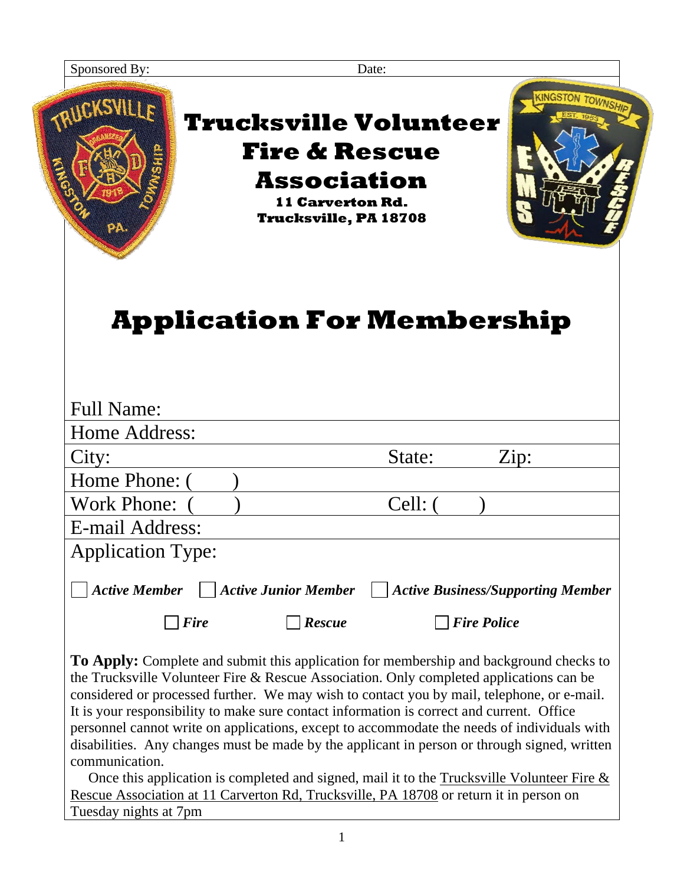Sponsored By: Date:

# Trucksville Volunteer Fire & Rescue Association

**11 Carverton Rd.**
**Trucksville, PA 18708**

# Application For Membership

Full Name:

Home Address:

City: State: Zip:

Home Phone: ( )

Work Phone: ( ) Cell: ( )

E-mail Address:

Application Type:

☐ ***Active Member*** ☐ ***Active Junior Member*** ☐ ***Active Business/Supporting Member***

☐ ***Fire*** ☐ ***Rescue*** ☐ ***Fire Police***

**To Apply:** Complete and submit this application for membership and background checks to the Trucksville Volunteer Fire & Rescue Association. Only completed applications can be considered or processed further. We may wish to contact you by mail, telephone, or e-mail. It is your responsibility to make sure contact information is correct and current. Office personnel cannot write on applications, except to accommodate the needs of individuals with disabilities. Any changes must be made by the applicant in person or through signed, written communication.

Once this application is completed and signed, mail it to the Trucksville Volunteer Fire & Rescue Association at 11 Carverton Rd, Trucksville, PA 18708 or return it in person on Tuesday nights at 7pm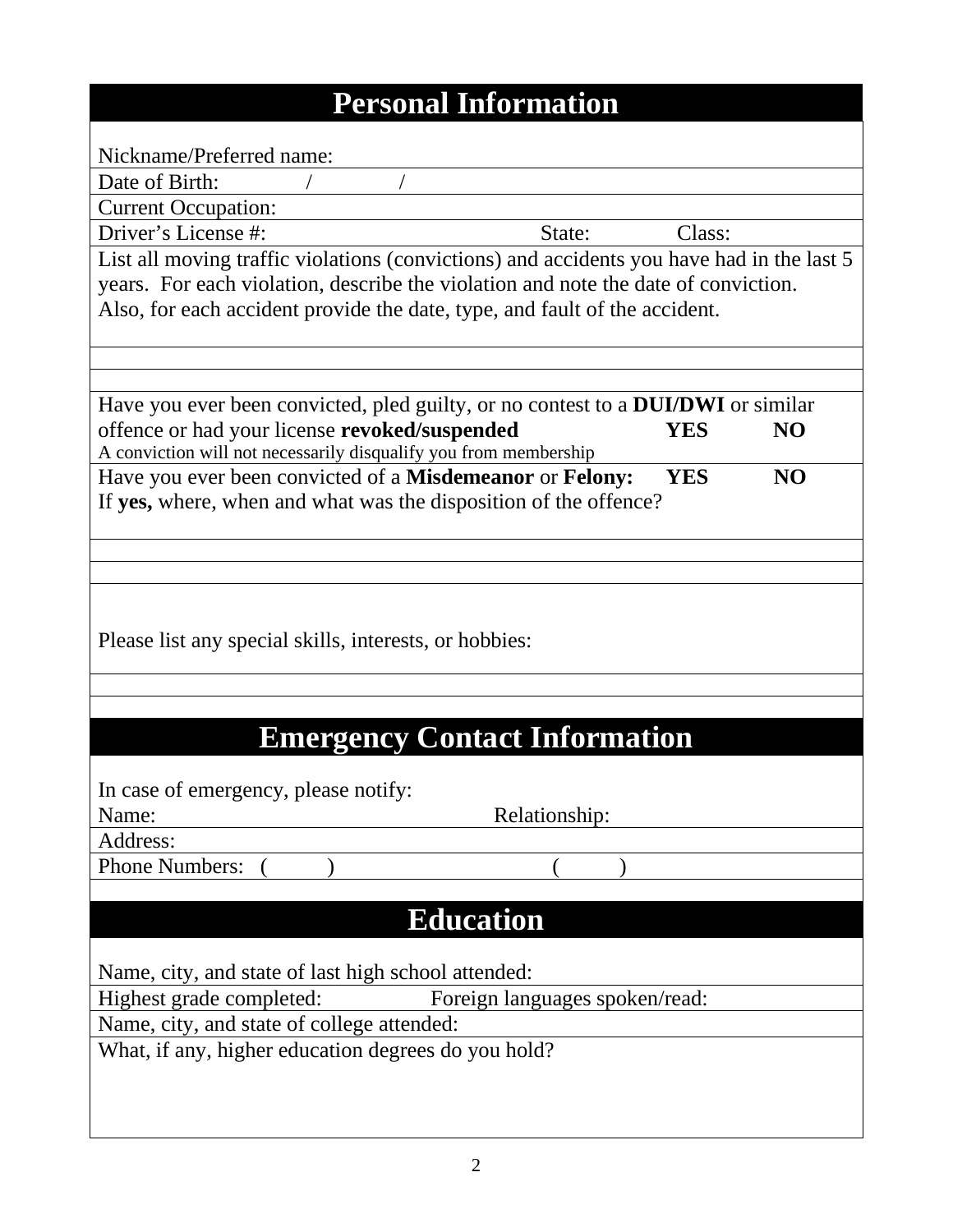## Personal Information

Nickname/Preferred name:

Date of Birth: / /

Current Occupation:

Driver's License #: State: Class:

List all moving traffic violations (convictions) and accidents you have had in the last 5 years. For each violation, describe the violation and note the date of conviction. Also, for each accident provide the date, type, and fault of the accident.

Have you ever been convicted, pled guilty, or no contest to a **DUI/DWI** or similar offence or had your license **revoked/suspended** **YES** **NO**

A conviction will not necessarily disqualify you from membership

Have you ever been convicted of a **Misdemeanor** or **Felony:** **YES** **NO**

If **yes,** where, when and what was the disposition of the offence?

Please list any special skills, interests, or hobbies:

## Emergency Contact Information

In case of emergency, please notify:

Name: Relationship:

Address:

Phone Numbers: ( ) ( )

## Education

Name, city, and state of last high school attended:

Highest grade completed: Foreign languages spoken/read:

Name, city, and state of college attended:

What, if any, higher education degrees do you hold?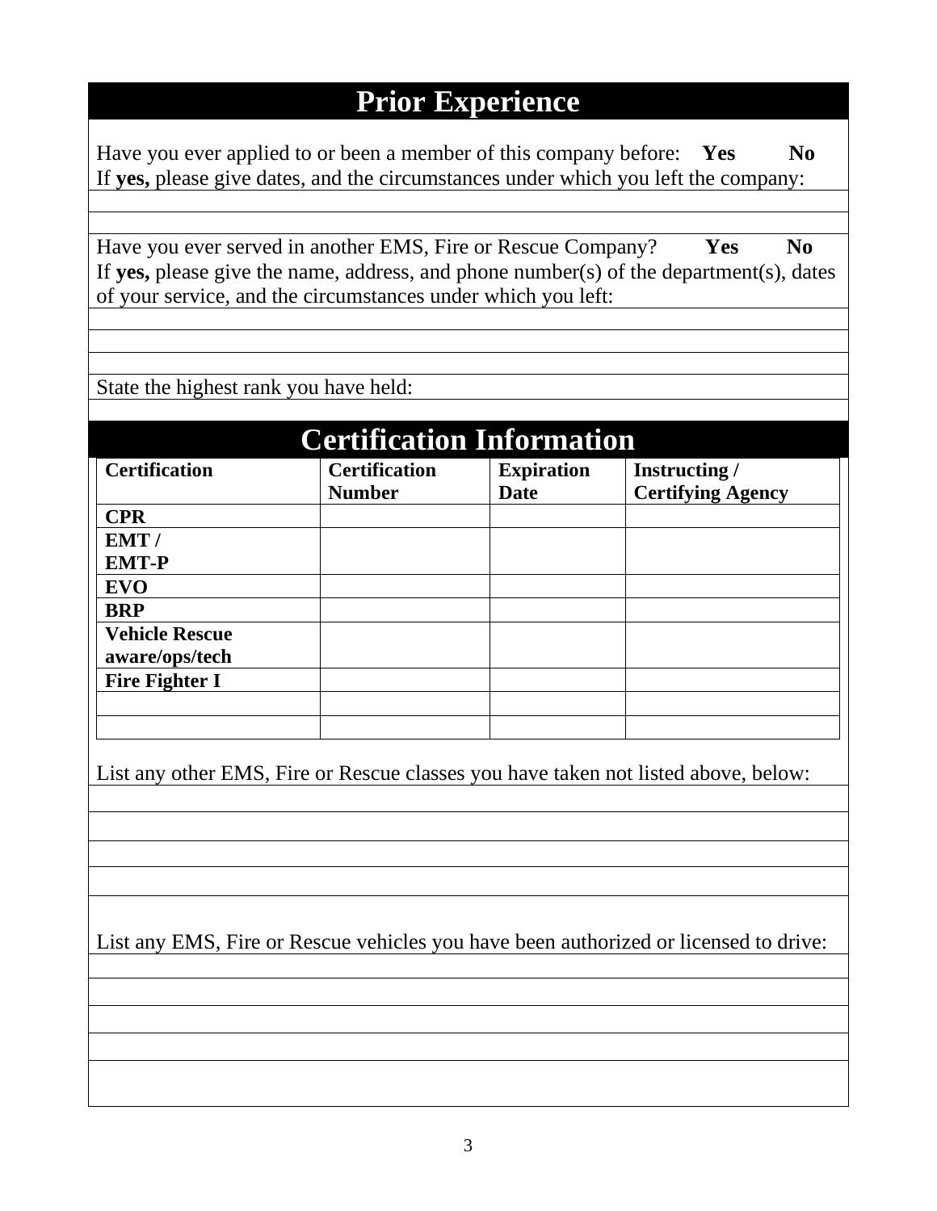## Prior Experience

Have you ever applied to or been a member of this company before: **Yes** **No**
If **yes,** please give dates, and the circumstances under which you left the company:

Have you ever served in another EMS, Fire or Rescue Company? **Yes** **No**
If **yes,** please give the name, address, and phone number(s) of the department(s), dates of your service, and the circumstances under which you left:

State the highest rank you have held:

## Certification Information

| Certification | Certification Number | Expiration Date | Instructing / Certifying Agency |
|---|---|---|---|
| **CPR** | | | |
| **EMT / EMT-P** | | | |
| **EVO** | | | |
| **BRP** | | | |
| **Vehicle Rescue aware/ops/tech** | | | |
| **Fire Fighter I** | | | |
| | | | |
| | | | |

List any other EMS, Fire or Rescue classes you have taken not listed above, below:

List any EMS, Fire or Rescue vehicles you have been authorized or licensed to drive: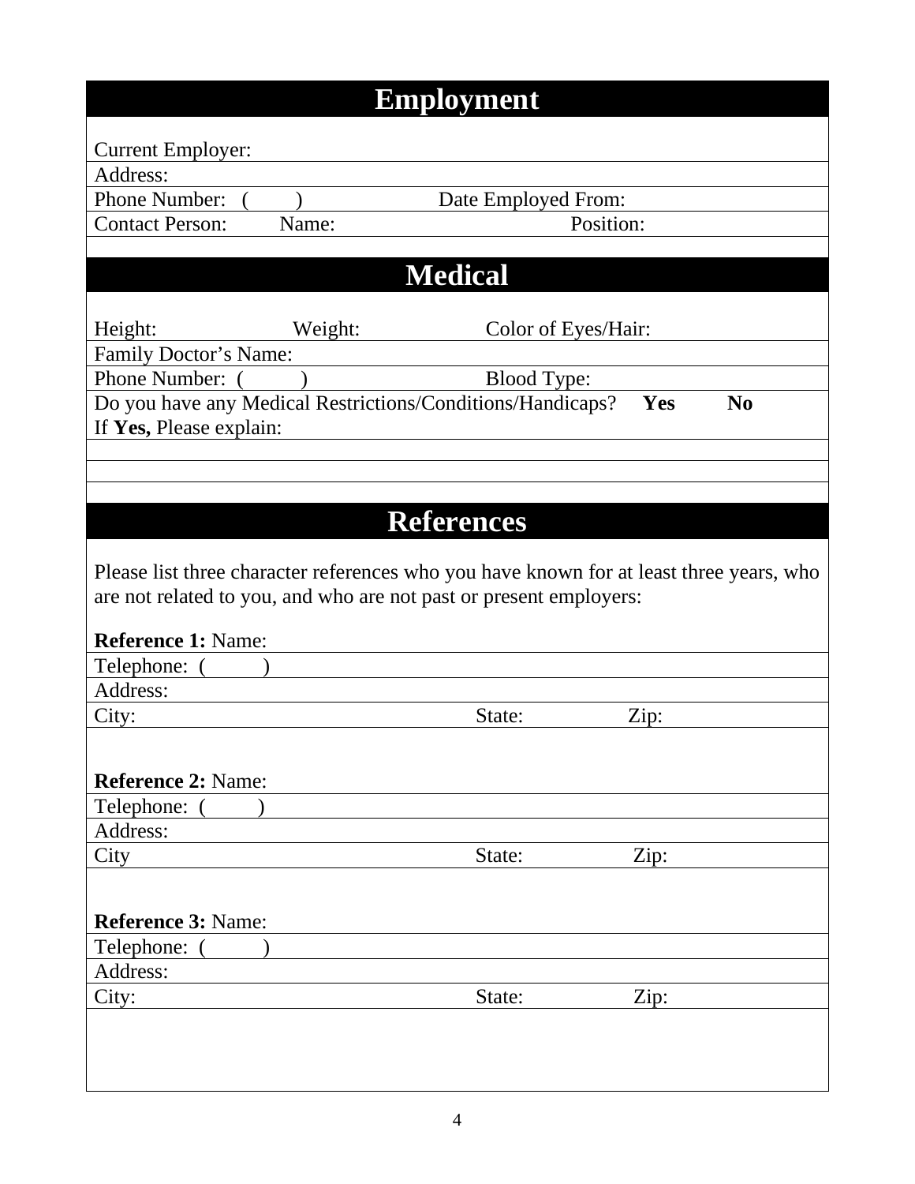## Employment

Current Employer:

Address:

Phone Number: (  )  Date Employed From:

Contact Person: Name:  Position:

## Medical

Height:  Weight:  Color of Eyes/Hair:

Family Doctor's Name:

Phone Number: (  )  Blood Type:

Do you have any Medical Restrictions/Conditions/Handicaps? **Yes** **No**

If **Yes,** Please explain:

## References

Please list three character references who you have known for at least three years, who are not related to you, and who are not past or present employers:

**Reference 1:** Name:

Telephone: (  )

Address:

City:  State:  Zip:

**Reference 2:** Name:

Telephone: (  )

Address:

City  State:  Zip:

**Reference 3:** Name:

Telephone: (  )

Address:

City:  State:  Zip: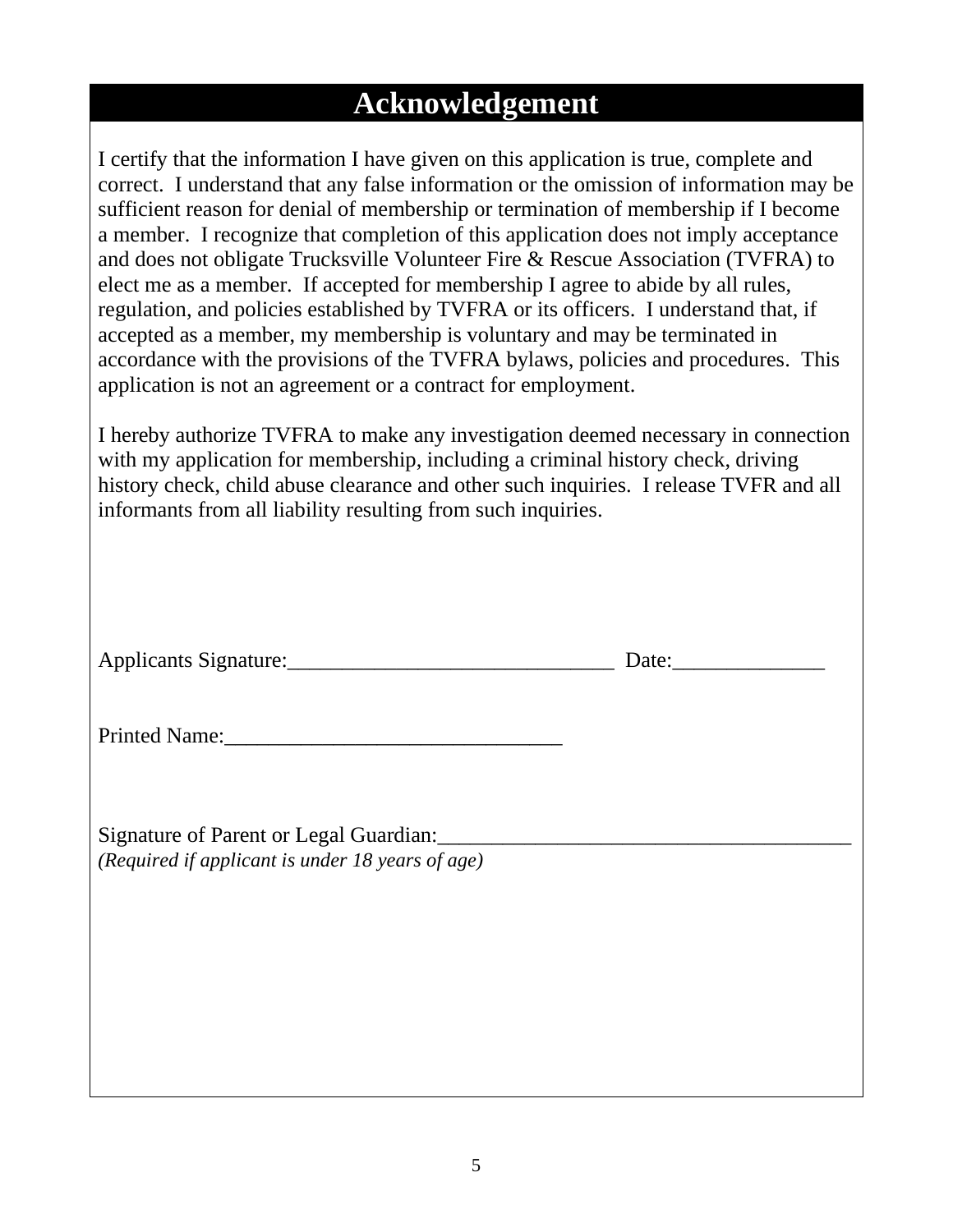# Acknowledgement

I certify that the information I have given on this application is true, complete and correct. I understand that any false information or the omission of information may be sufficient reason for denial of membership or termination of membership if I become a member. I recognize that completion of this application does not imply acceptance and does not obligate Trucksville Volunteer Fire & Rescue Association (TVFRA) to elect me as a member. If accepted for membership I agree to abide by all rules, regulation, and policies established by TVFRA or its officers. I understand that, if accepted as a member, my membership is voluntary and may be terminated in accordance with the provisions of the TVFRA bylaws, policies and procedures. This application is not an agreement or a contract for employment.

I hereby authorize TVFRA to make any investigation deemed necessary in connection with my application for membership, including a criminal history check, driving history check, child abuse clearance and other such inquiries. I release TVFR and all informants from all liability resulting from such inquiries.

Applicants Signature:_______________________________ Date:______________

Printed Name:_______________________________

Signature of Parent or Legal Guardian:_______________________________________

*(Required if applicant is under 18 years of age)*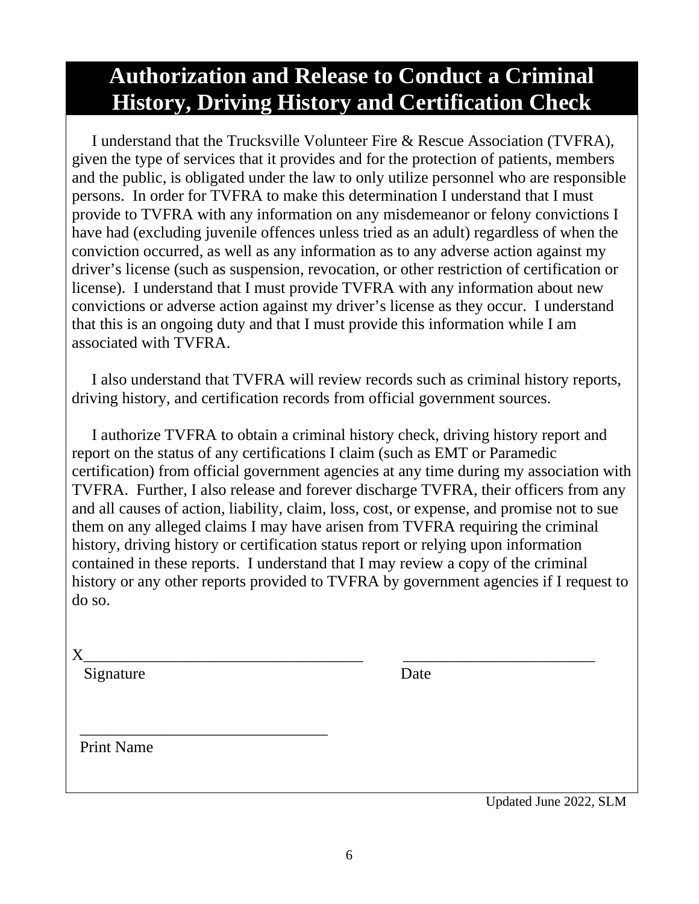# Authorization and Release to Conduct a Criminal History, Driving History and Certification Check

I understand that the Trucksville Volunteer Fire & Rescue Association (TVFRA), given the type of services that it provides and for the protection of patients, members and the public, is obligated under the law to only utilize personnel who are responsible persons. In order for TVFRA to make this determination I understand that I must provide to TVFRA with any information on any misdemeanor or felony convictions I have had (excluding juvenile offences unless tried as an adult) regardless of when the conviction occurred, as well as any information as to any adverse action against my driver's license (such as suspension, revocation, or other restriction of certification or license). I understand that I must provide TVFRA with any information about new convictions or adverse action against my driver's license as they occur. I understand that this is an ongoing duty and that I must provide this information while I am associated with TVFRA.

I also understand that TVFRA will review records such as criminal history reports, driving history, and certification records from official government sources.

I authorize TVFRA to obtain a criminal history check, driving history report and report on the status of any certifications I claim (such as EMT or Paramedic certification) from official government agencies at any time during my association with TVFRA. Further, I also release and forever discharge TVFRA, their officers from any and all causes of action, liability, claim, loss, cost, or expense, and promise not to sue them on any alleged claims I may have arisen from TVFRA requiring the criminal history, driving history or certification status report or relying upon information contained in these reports. I understand that I may review a copy of the criminal history or any other reports provided to TVFRA by government agencies if I request to do so.

X___________________________________ ________________________

Signature Date

_______________________________

Print Name

Updated June 2022, SLM